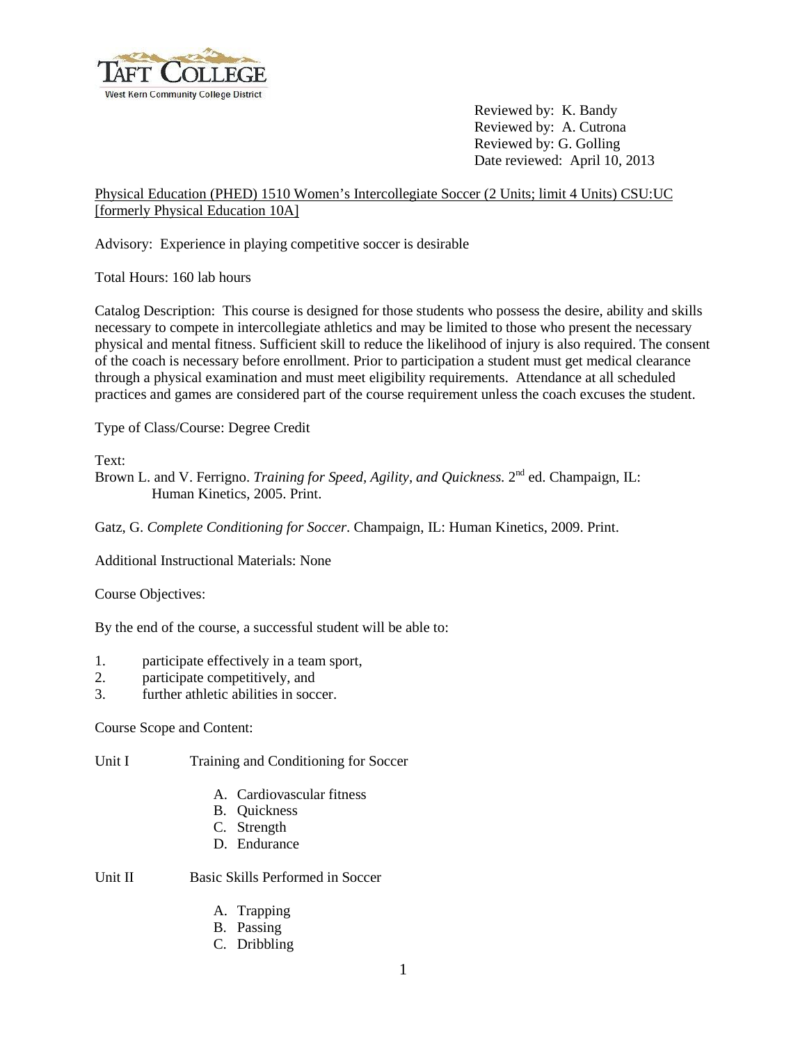TAFT COLLEGE
West Kern Community College District

Reviewed by: K. Bandy
Reviewed by: A. Cutrona
Reviewed by: G. Golling
Date reviewed: April 10, 2013

Physical Education (PHED) 1510 Women's Intercollegiate Soccer (2 Units; limit 4 Units) CSU:UC [formerly Physical Education 10A]

Advisory: Experience in playing competitive soccer is desirable

Total Hours: 160 lab hours

Catalog Description: This course is designed for those students who possess the desire, ability and skills necessary to compete in intercollegiate athletics and may be limited to those who present the necessary physical and mental fitness. Sufficient skill to reduce the likelihood of injury is also required. The consent of the coach is necessary before enrollment. Prior to participation a student must get medical clearance through a physical examination and must meet eligibility requirements. Attendance at all scheduled practices and games are considered part of the course requirement unless the coach excuses the student.

Type of Class/Course: Degree Credit

Text:

Brown L. and V. Ferrigno. *Training for Speed, Agility, and Quickness.* 2nd ed. Champaign, IL: Human Kinetics, 2005. Print.

Gatz, G. *Complete Conditioning for Soccer*. Champaign, IL: Human Kinetics, 2009. Print.

Additional Instructional Materials: None

Course Objectives:

By the end of the course, a successful student will be able to:

1. participate effectively in a team sport,
2. participate competitively, and
3. further athletic abilities in soccer.

Course Scope and Content:

Unit I Training and Conditioning for Soccer

A. Cardiovascular fitness
B. Quickness
C. Strength
D. Endurance

Unit II Basic Skills Performed in Soccer

A. Trapping
B. Passing
C. Dribbling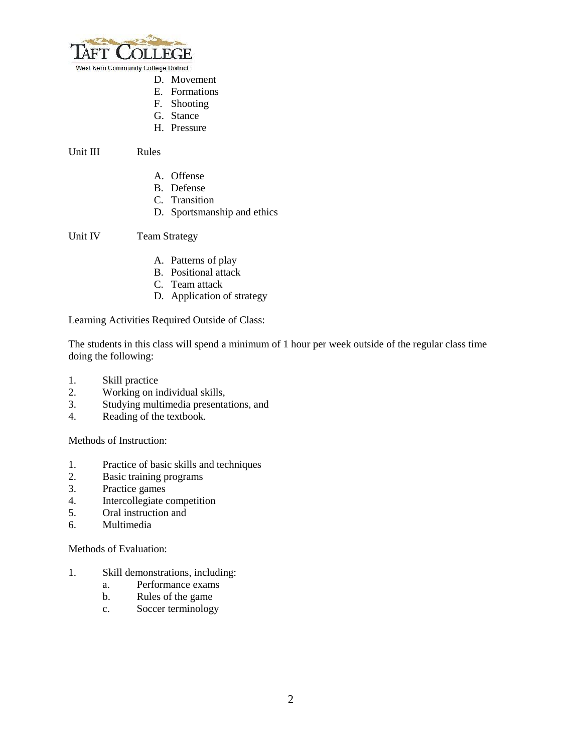D. Movement
E. Formations
F. Shooting
G. Stance
H. Pressure

Unit III Rules

A. Offense
B. Defense
C. Transition
D. Sportsmanship and ethics

Unit IV Team Strategy

A. Patterns of play
B. Positional attack
C. Team attack
D. Application of strategy

Learning Activities Required Outside of Class:

The students in this class will spend a minimum of 1 hour per week outside of the regular class time doing the following:

1. Skill practice
2. Working on individual skills,
3. Studying multimedia presentations, and
4. Reading of the textbook.

Methods of Instruction:

1. Practice of basic skills and techniques
2. Basic training programs
3. Practice games
4. Intercollegiate competition
5. Oral instruction and
6. Multimedia

Methods of Evaluation:

1. Skill demonstrations, including:
   a. Performance exams
   b. Rules of the game
   c. Soccer terminology